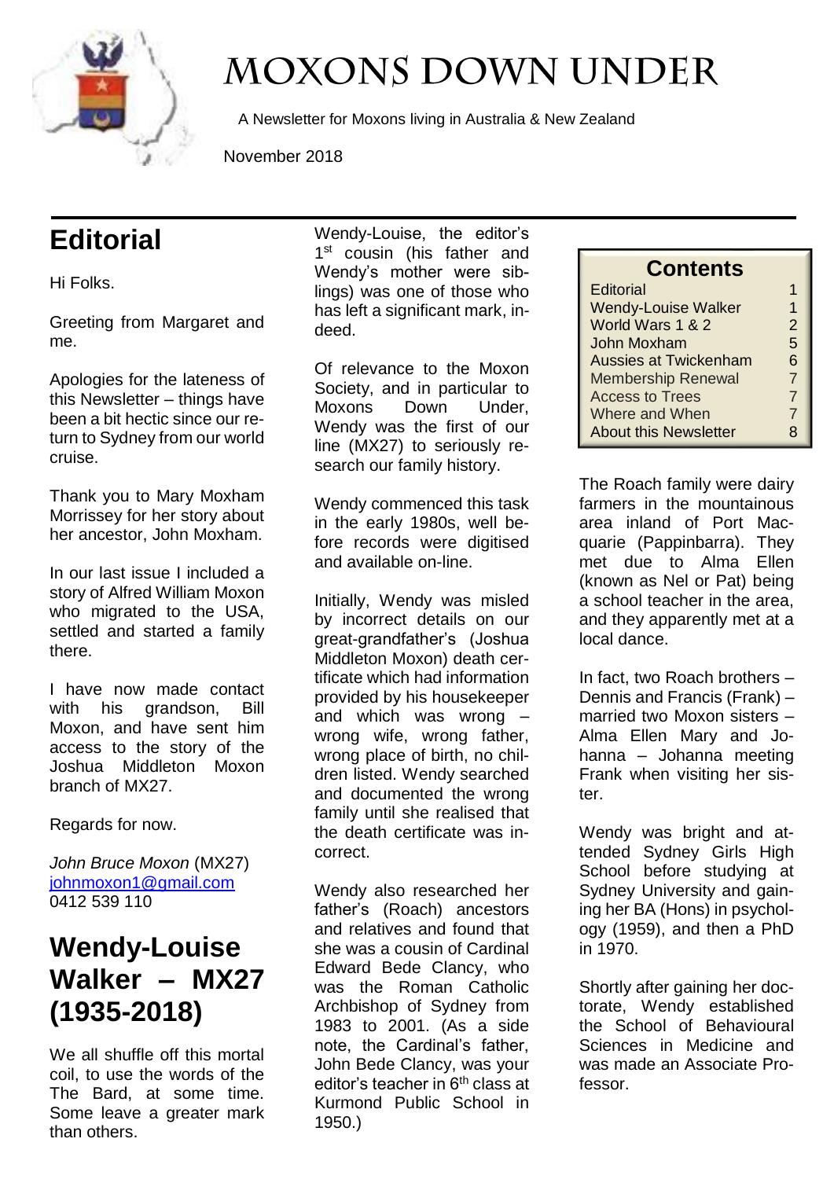# MOXONS DOWN UNDER

A Newsletter for Moxons living in Australia & New Zealand

November 2018

| Contents | |
|---|---|
| Editorial | 1 |
| Wendy-Louise Walker | 1 |
| World Wars 1 & 2 | 2 |
| John Moxham | 5 |
| Aussies at Twickenham | 6 |
| Membership Renewal | 7 |
| Access to Trees | 7 |
| Where and When | 7 |
| About this Newsletter | 8 |

## Editorial

Hi Folks.

Greeting from Margaret and me.

Apologies for the lateness of this Newsletter – things have been a bit hectic since our return to Sydney from our world cruise.

Thank you to Mary Moxham Morrissey for her story about her ancestor, John Moxham.

In our last issue I included a story of Alfred William Moxon who migrated to the USA, settled and started a family there.

I have now made contact with his grandson, Bill Moxon, and have sent him access to the story of the Joshua Middleton Moxon branch of MX27.

Regards for now.

*John Bruce Moxon* (MX27)
johnmoxon1@gmail.com
0412 539 110

## Wendy-Louise Walker – MX27 (1935-2018)

We all shuffle off this mortal coil, to use the words of the The Bard, at some time. Some leave a greater mark than others.

Wendy-Louise, the editor's 1st cousin (his father and Wendy's mother were siblings) was one of those who has left a significant mark, indeed.

Of relevance to the Moxon Society, and in particular to Moxons Down Under, Wendy was the first of our line (MX27) to seriously research our family history.

Wendy commenced this task in the early 1980s, well before records were digitised and available on-line.

Initially, Wendy was misled by incorrect details on our great-grandfather's (Joshua Middleton Moxon) death certificate which had information provided by his housekeeper and which was wrong – wrong wife, wrong father, wrong place of birth, no children listed. Wendy searched and documented the wrong family until she realised that the death certificate was incorrect.

Wendy also researched her father's (Roach) ancestors and relatives and found that she was a cousin of Cardinal Edward Bede Clancy, who was the Roman Catholic Archbishop of Sydney from 1983 to 2001. (As a side note, the Cardinal's father, John Bede Clancy, was your editor's teacher in 6th class at Kurmond Public School in 1950.)

The Roach family were dairy farmers in the mountainous area inland of Port Macquarie (Pappinbarra). They met due to Alma Ellen (known as Nel or Pat) being a school teacher in the area, and they apparently met at a local dance.

In fact, two Roach brothers – Dennis and Francis (Frank) – married two Moxon sisters – Alma Ellen Mary and Johanna – Johanna meeting Frank when visiting her sister.

Wendy was bright and attended Sydney Girls High School before studying at Sydney University and gaining her BA (Hons) in psychology (1959), and then a PhD in 1970.

Shortly after gaining her doctorate, Wendy established the School of Behavioural Sciences in Medicine and was made an Associate Professor.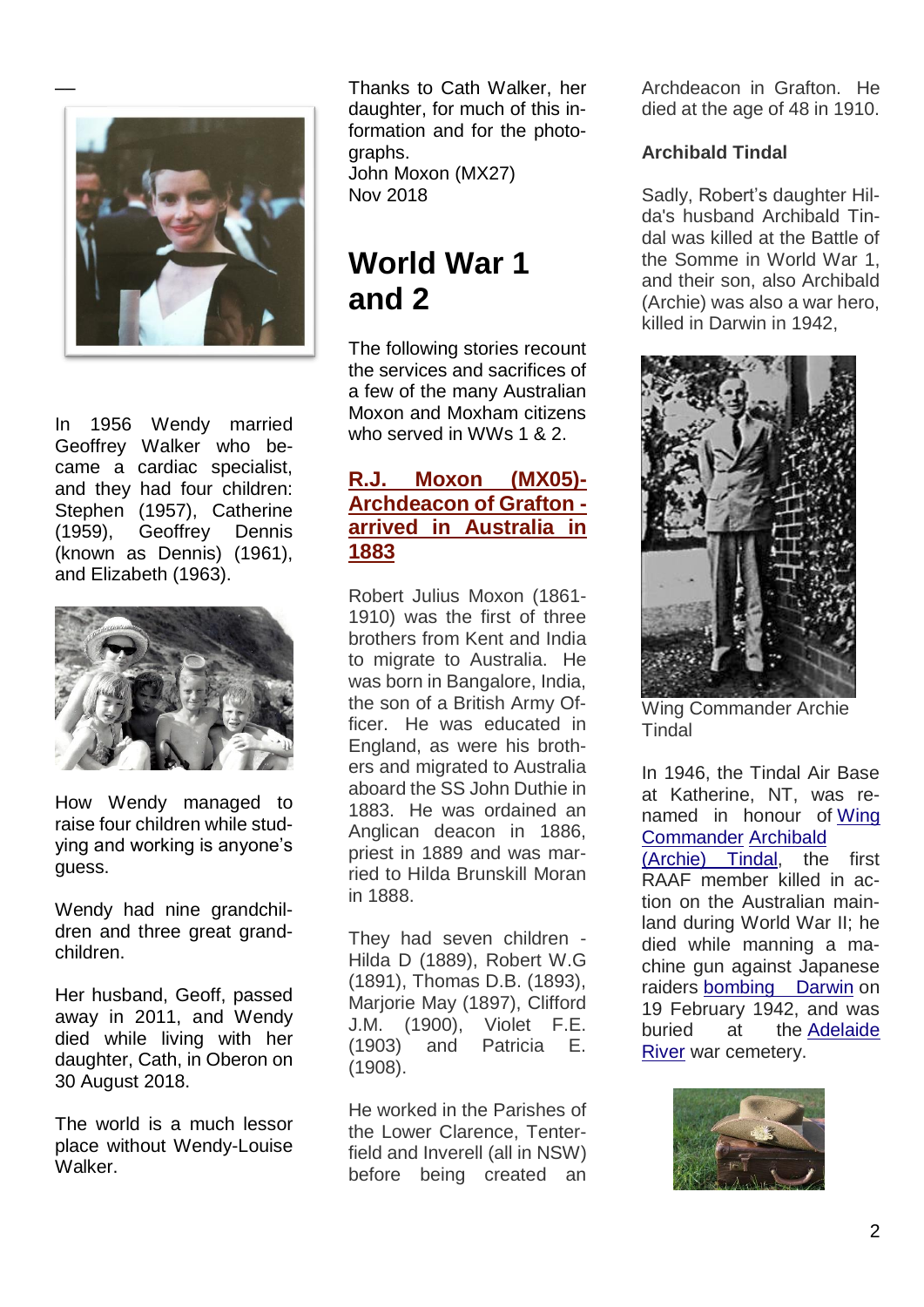—

In 1956 Wendy married Geoffrey Walker who became a cardiac specialist, and they had four children: Stephen (1957), Catherine (1959), Geoffrey Dennis (known as Dennis) (1961), and Elizabeth (1963).

How Wendy managed to raise four children while studying and working is anyone's guess.

Wendy had nine grandchildren and three great grandchildren.

Her husband, Geoff, passed away in 2011, and Wendy died while living with her daughter, Cath, in Oberon on 30 August 2018.

The world is a much lessor place without Wendy-Louise Walker.

Thanks to Cath Walker, her daughter, for much of this information and for the photographs.
John Moxon (MX27)
Nov 2018

# World War 1 and 2

The following stories recount the services and sacrifices of a few of the many Australian Moxon and Moxham citizens who served in WWs 1 & 2.

## R.J. Moxon (MX05)- Archdeacon of Grafton - arrived in Australia in 1883

Robert Julius Moxon (1861-1910) was the first of three brothers from Kent and India to migrate to Australia. He was born in Bangalore, India, the son of a British Army Officer. He was educated in England, as were his brothers and migrated to Australia aboard the SS John Duthie in 1883. He was ordained an Anglican deacon in 1886, priest in 1889 and was married to Hilda Brunskill Moran in 1888.

They had seven children - Hilda D (1889), Robert W.G (1891), Thomas D.B. (1893), Marjorie May (1897), Clifford J.M. (1900), Violet F.E. (1903) and Patricia E. (1908).

He worked in the Parishes of the Lower Clarence, Tenterfield and Inverell (all in NSW) before being created an Archdeacon in Grafton. He died at the age of 48 in 1910.

### Archibald Tindal

Sadly, Robert's daughter Hilda's husband Archibald Tindal was killed at the Battle of the Somme in World War 1, and their son, also Archibald (Archie) was also a war hero, killed in Darwin in 1942,

Wing Commander Archie Tindal

In 1946, the Tindal Air Base at Katherine, NT, was renamed in honour of Wing Commander Archibald (Archie) Tindal, the first RAAF member killed in action on the Australian mainland during World War II; he died while manning a machine gun against Japanese raiders bombing Darwin on 19 February 1942, and was buried at the Adelaide River war cemetery.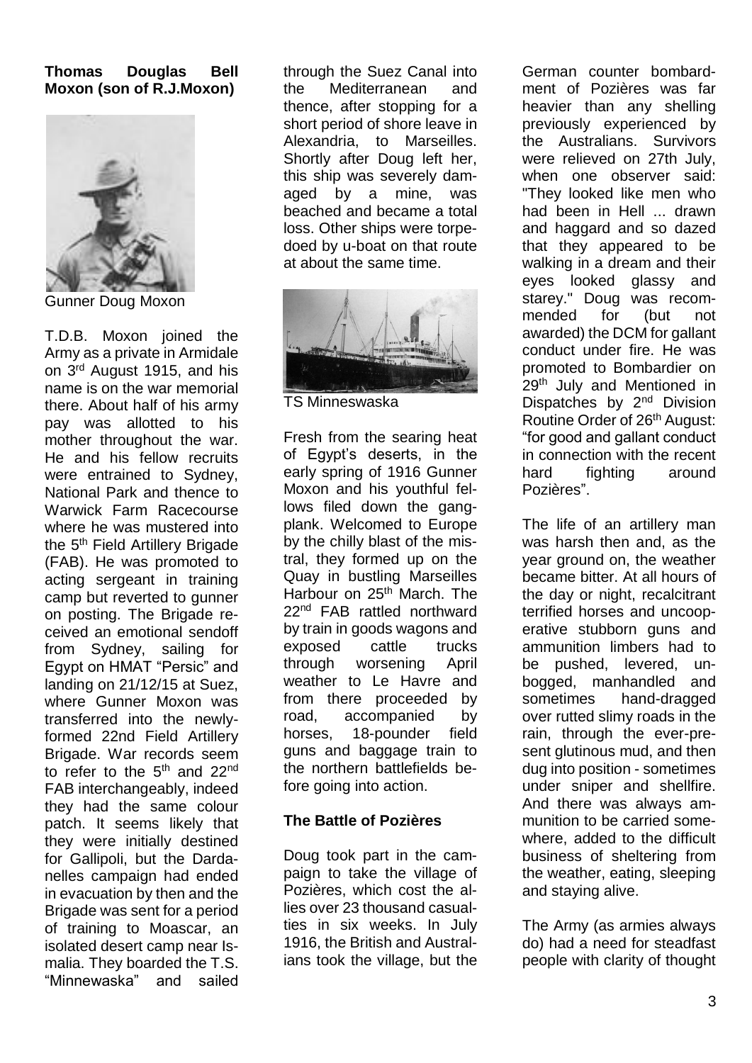**Thomas Douglas Bell Moxon (son of R.J.Moxon)**

Gunner Doug Moxon

T.D.B. Moxon joined the Army as a private in Armidale on 3rd August 1915, and his name is on the war memorial there. About half of his army pay was allotted to his mother throughout the war. He and his fellow recruits were entrained to Sydney, National Park and thence to Warwick Farm Racecourse where he was mustered into the 5th Field Artillery Brigade (FAB). He was promoted to acting sergeant in training camp but reverted to gunner on posting. The Brigade received an emotional sendoff from Sydney, sailing for Egypt on HMAT "Persic" and landing on 21/12/15 at Suez, where Gunner Moxon was transferred into the newly-formed 22nd Field Artillery Brigade. War records seem to refer to the 5th and 22nd FAB interchangeably, indeed they had the same colour patch. It seems likely that they were initially destined for Gallipoli, but the Dardanelles campaign had ended in evacuation by then and the Brigade was sent for a period of training to Moascar, an isolated desert camp near Ismalia. They boarded the T.S. "Minnewaska" and sailed through the Suez Canal into the Mediterranean and thence, after stopping for a short period of shore leave in Alexandria, to Marseilles. Shortly after Doug left her, this ship was severely damaged by a mine, was beached and became a total loss. Other ships were torpedoed by u-boat on that route at about the same time.

TS Minneswaska

Fresh from the searing heat of Egypt's deserts, in the early spring of 1916 Gunner Moxon and his youthful fellows filed down the gangplank. Welcomed to Europe by the chilly blast of the mistral, they formed up on the Quay in bustling Marseilles Harbour on 25th March. The 22nd FAB rattled northward by train in goods wagons and exposed cattle trucks through worsening April weather to Le Havre and from there proceeded by road, accompanied by horses, 18-pounder field guns and baggage train to the northern battlefields before going into action.

**The Battle of Pozières**

Doug took part in the campaign to take the village of Pozières, which cost the allies over 23 thousand casualties in six weeks. In July 1916, the British and Australians took the village, but the German counter bombardment of Pozières was far heavier than any shelling previously experienced by the Australians. Survivors were relieved on 27th July, when one observer said: "They looked like men who had been in Hell ... drawn and haggard and so dazed that they appeared to be walking in a dream and their eyes looked glassy and starey." Doug was recommended for (but not awarded) the DCM for gallant conduct under fire. He was promoted to Bombardier on 29th July and Mentioned in Dispatches by 2nd Division Routine Order of 26th August: "for good and gallant conduct in connection with the recent hard fighting around Pozières".

The life of an artillery man was harsh then and, as the year ground on, the weather became bitter. At all hours of the day or night, recalcitrant terrified horses and uncooperative stubborn guns and ammunition limbers had to be pushed, levered, unbogged, manhandled and sometimes hand-dragged over rutted slimy roads in the rain, through the ever-present glutinous mud, and then dug into position - sometimes under sniper and shellfire. And there was always ammunition to be carried somewhere, added to the difficult business of sheltering from the weather, eating, sleeping and staying alive.

The Army (as armies always do) had a need for steadfast people with clarity of thought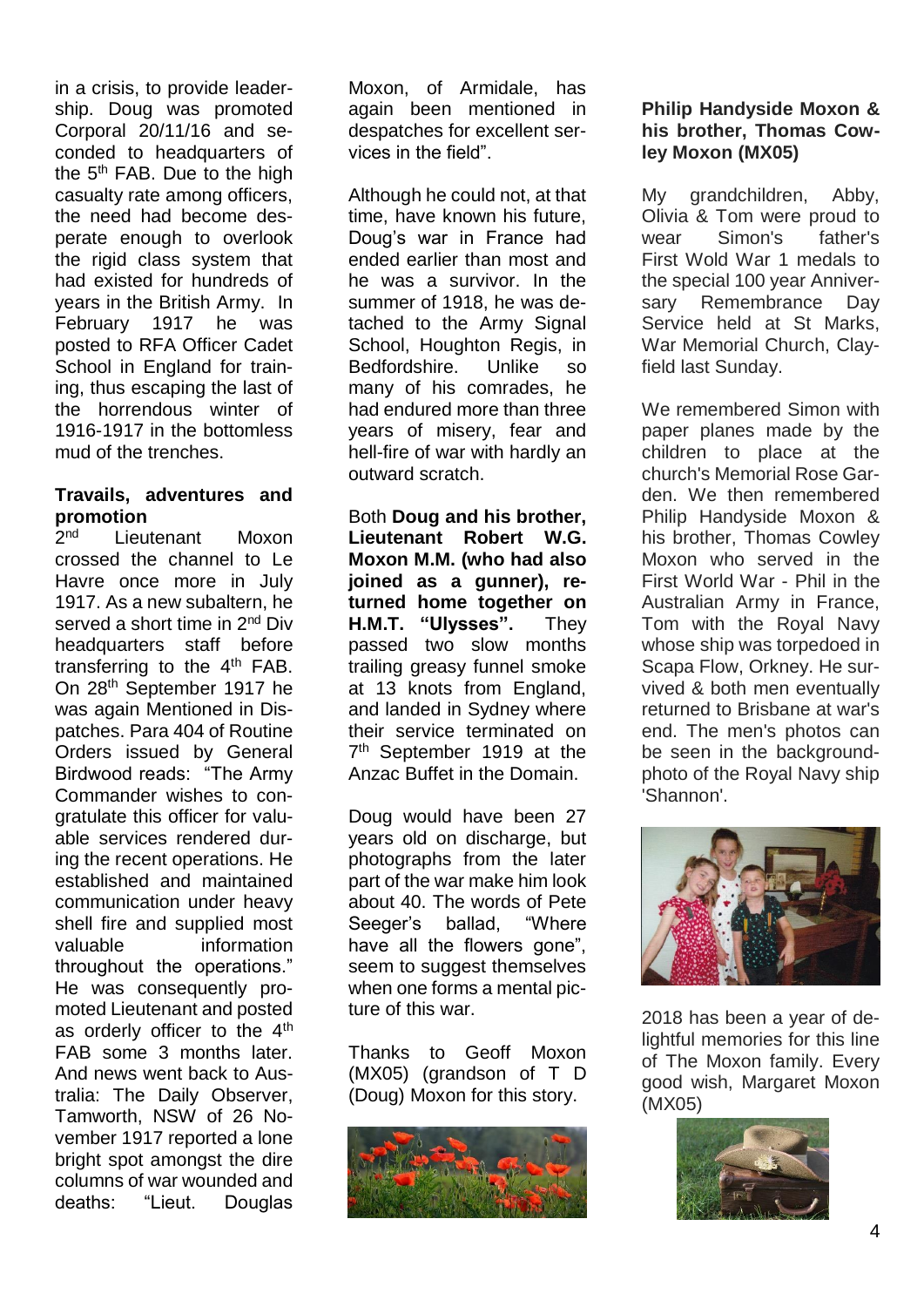in a crisis, to provide leadership. Doug was promoted Corporal 20/11/16 and seconded to headquarters of the 5th FAB. Due to the high casualty rate among officers, the need had become desperate enough to overlook the rigid class system that had existed for hundreds of years in the British Army. In February 1917 he was posted to RFA Officer Cadet School in England for training, thus escaping the last of the horrendous winter of 1916-1917 in the bottomless mud of the trenches.

**Travails, adventures and promotion**

2nd Lieutenant Moxon crossed the channel to Le Havre once more in July 1917. As a new subaltern, he served a short time in 2nd Div headquarters staff before transferring to the 4th FAB. On 28th September 1917 he was again Mentioned in Dispatches. Para 404 of Routine Orders issued by General Birdwood reads: "The Army Commander wishes to congratulate this officer for valuable services rendered during the recent operations. He established and maintained communication under heavy shell fire and supplied most valuable information throughout the operations." He was consequently promoted Lieutenant and posted as orderly officer to the 4th FAB some 3 months later. And news went back to Australia: The Daily Observer, Tamworth, NSW of 26 November 1917 reported a lone bright spot amongst the dire columns of war wounded and deaths: "Lieut. Douglas Moxon, of Armidale, has again been mentioned in despatches for excellent services in the field".

Although he could not, at that time, have known his future, Doug's war in France had ended earlier than most and he was a survivor. In the summer of 1918, he was detached to the Army Signal School, Houghton Regis, in Bedfordshire. Unlike so many of his comrades, he had endured more than three years of misery, fear and hell-fire of war with hardly an outward scratch.

Both **Doug and his brother, Lieutenant Robert W.G. Moxon M.M. (who had also joined as a gunner), returned home together on H.M.T. "Ulysses".** They passed two slow months trailing greasy funnel smoke at 13 knots from England, and landed in Sydney where their service terminated on 7th September 1919 at the Anzac Buffet in the Domain.

Doug would have been 27 years old on discharge, but photographs from the later part of the war make him look about 40. The words of Pete Seeger's ballad, "Where have all the flowers gone", seem to suggest themselves when one forms a mental picture of this war.

Thanks to Geoff Moxon (MX05) (grandson of T D (Doug) Moxon for this story.

**Philip Handyside Moxon & his brother, Thomas Cowley Moxon (MX05)**

My grandchildren, Abby, Olivia & Tom were proud to wear Simon's father's First Wold War 1 medals to the special 100 year Anniversary Remembrance Day Service held at St Marks, War Memorial Church, Clayfield last Sunday.

We remembered Simon with paper planes made by the children to place at the church's Memorial Rose Garden. We then remembered Philip Handyside Moxon & his brother, Thomas Cowley Moxon who served in the First World War - Phil in the Australian Army in France, Tom with the Royal Navy whose ship was torpedoed in Scapa Flow, Orkney. He survived & both men eventually returned to Brisbane at war's end. The men's photos can be seen in the background-photo of the Royal Navy ship 'Shannon'.

2018 has been a year of delightful memories for this line of The Moxon family. Every good wish, Margaret Moxon (MX05)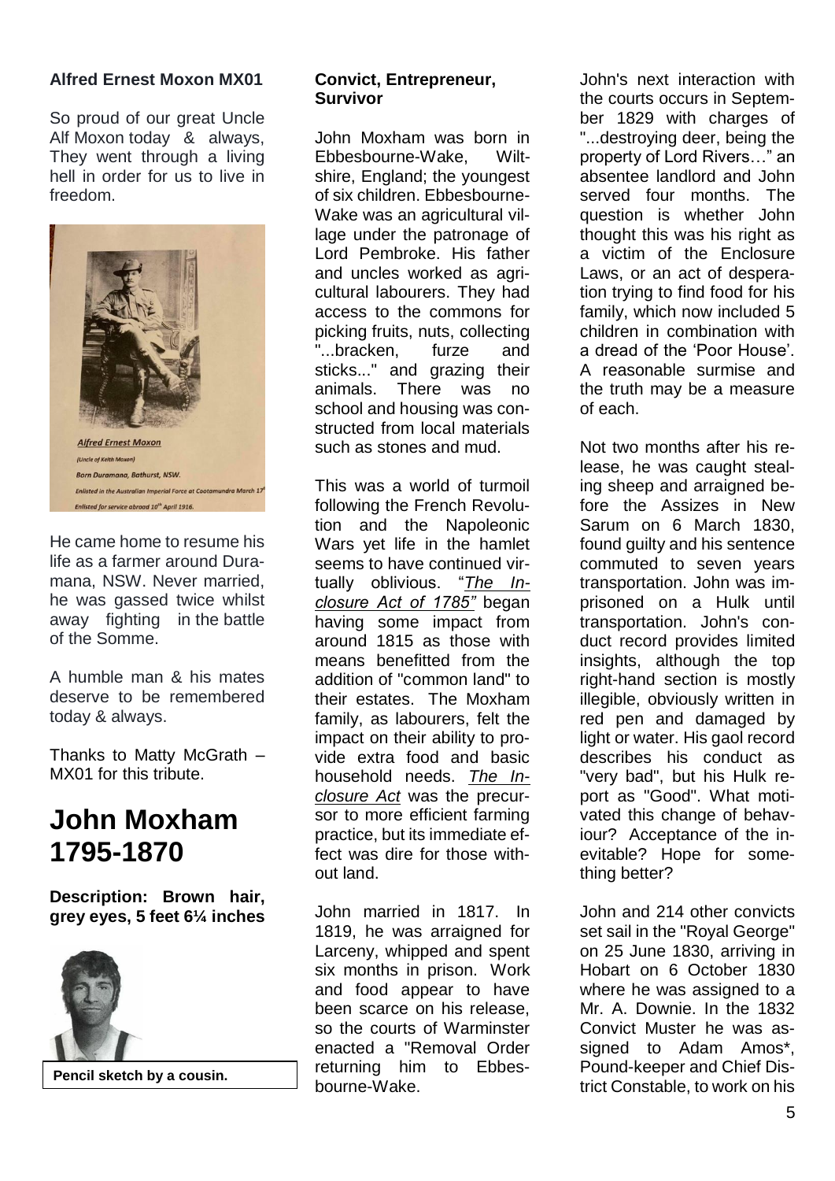**Alfred Ernest Moxon MX01**

So proud of our great Uncle Alf Moxon today & always, They went through a living hell in order for us to live in freedom.

*Alfred Ernest Moxon*

*(Uncle of Keith Moxon)*

*Born Duramana, Bathurst, NSW.*

*Enlisted in the Australian Imperial Force at Cootamundra March 17*

*Enlisted for service abroad 10th April 1916.*

He came home to resume his life as a farmer around Duramana, NSW. Never married, he was gassed twice whilst away fighting in the battle of the Somme.

A humble man & his mates deserve to be remembered today & always.

Thanks to Matty McGrath – MX01 for this tribute.

# John Moxham 1795-1870

**Description: Brown hair, grey eyes, 5 feet 6¼ inches**

**Pencil sketch by a cousin.**

**Convict, Entrepreneur, Survivor**

John Moxham was born in Ebbesbourne-Wake, Wiltshire, England; the youngest of six children. Ebbesbourne-Wake was an agricultural village under the patronage of Lord Pembroke. His father and uncles worked as agricultural labourers. They had access to the commons for picking fruits, nuts, collecting "...bracken, furze and sticks..." and grazing their animals. There was no school and housing was constructed from local materials such as stones and mud.

This was a world of turmoil following the French Revolution and the Napoleonic Wars yet life in the hamlet seems to have continued virtually oblivious. "*The Inclosure Act of 1785"* began having some impact from around 1815 as those with means benefitted from the addition of "common land" to their estates. The Moxham family, as labourers, felt the impact on their ability to provide extra food and basic household needs. *The Inclosure Act* was the precursor to more efficient farming practice, but its immediate effect was dire for those without land.

John married in 1817. In 1819, he was arraigned for Larceny, whipped and spent six months in prison. Work and food appear to have been scarce on his release, so the courts of Warminster enacted a "Removal Order returning him to Ebbesbourne-Wake.

John's next interaction with the courts occurs in September 1829 with charges of "...destroying deer, being the property of Lord Rivers…" an absentee landlord and John served four months. The question is whether John thought this was his right as a victim of the Enclosure Laws, or an act of desperation trying to find food for his family, which now included 5 children in combination with a dread of the 'Poor House'. A reasonable surmise and the truth may be a measure of each.

Not two months after his release, he was caught stealing sheep and arraigned before the Assizes in New Sarum on 6 March 1830, found guilty and his sentence commuted to seven years transportation. John was imprisoned on a Hulk until transportation. John's conduct record provides limited insights, although the top right-hand section is mostly illegible, obviously written in red pen and damaged by light or water. His gaol record describes his conduct as "very bad", but his Hulk report as "Good". What motivated this change of behaviour? Acceptance of the inevitable? Hope for something better?

John and 214 other convicts set sail in the "Royal George" on 25 June 1830, arriving in Hobart on 6 October 1830 where he was assigned to a Mr. A. Downie. In the 1832 Convict Muster he was assigned to Adam Amos*, Pound-keeper and Chief District Constable, to work on his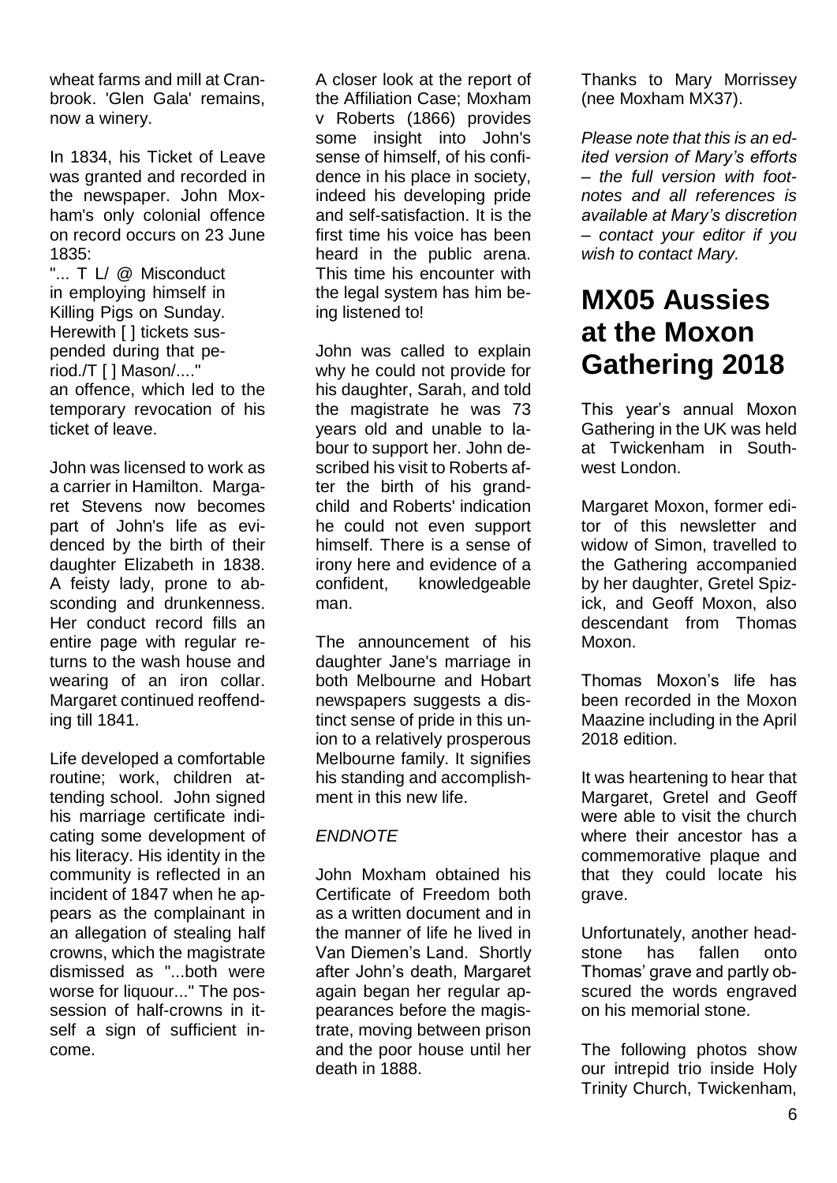wheat farms and mill at Cranbrook. 'Glen Gala' remains, now a winery.

In 1834, his Ticket of Leave was granted and recorded in the newspaper. John Moxham's only colonial offence on record occurs on 23 June 1835:

"... T L/ @ Misconduct in employing himself in Killing Pigs on Sunday. Herewith [ ] tickets suspended during that period./T [ ] Mason/...."

an offence, which led to the temporary revocation of his ticket of leave.

John was licensed to work as a carrier in Hamilton. Margaret Stevens now becomes part of John's life as evidenced by the birth of their daughter Elizabeth in 1838. A feisty lady, prone to absconding and drunkenness. Her conduct record fills an entire page with regular returns to the wash house and wearing of an iron collar. Margaret continued reoffending till 1841.

Life developed a comfortable routine; work, children attending school. John signed his marriage certificate indicating some development of his literacy. His identity in the community is reflected in an incident of 1847 when he appears as the complainant in an allegation of stealing half crowns, which the magistrate dismissed as "...both were worse for liquour..." The possession of half-crowns in itself a sign of sufficient income.

A closer look at the report of the Affiliation Case; Moxham v Roberts (1866) provides some insight into John's sense of himself, of his confidence in his place in society, indeed his developing pride and self-satisfaction. It is the first time his voice has been heard in the public arena. This time his encounter with the legal system has him being listened to!

John was called to explain why he could not provide for his daughter, Sarah, and told the magistrate he was 73 years old and unable to labour to support her. John described his visit to Roberts after the birth of his grandchild and Roberts' indication he could not even support himself. There is a sense of irony here and evidence of a confident, knowledgeable man.

The announcement of his daughter Jane's marriage in both Melbourne and Hobart newspapers suggests a distinct sense of pride in this union to a relatively prosperous Melbourne family. It signifies his standing and accomplishment in this new life.

*ENDNOTE*

John Moxham obtained his Certificate of Freedom both as a written document and in the manner of life he lived in Van Diemen's Land. Shortly after John's death, Margaret again began her regular appearances before the magistrate, moving between prison and the poor house until her death in 1888.

Thanks to Mary Morrissey (nee Moxham MX37).

*Please note that this is an edited version of Mary's efforts – the full version with footnotes and all references is available at Mary's discretion – contact your editor if you wish to contact Mary.*

# MX05 Aussies at the Moxon Gathering 2018

This year's annual Moxon Gathering in the UK was held at Twickenham in Southwest London.

Margaret Moxon, former editor of this newsletter and widow of Simon, travelled to the Gathering accompanied by her daughter, Gretel Spizick, and Geoff Moxon, also descendant from Thomas Moxon.

Thomas Moxon's life has been recorded in the Moxon Maazine including in the April 2018 edition.

It was heartening to hear that Margaret, Gretel and Geoff were able to visit the church where their ancestor has a commemorative plaque and that they could locate his grave.

Unfortunately, another headstone has fallen onto Thomas' grave and partly obscured the words engraved on his memorial stone.

The following photos show our intrepid trio inside Holy Trinity Church, Twickenham,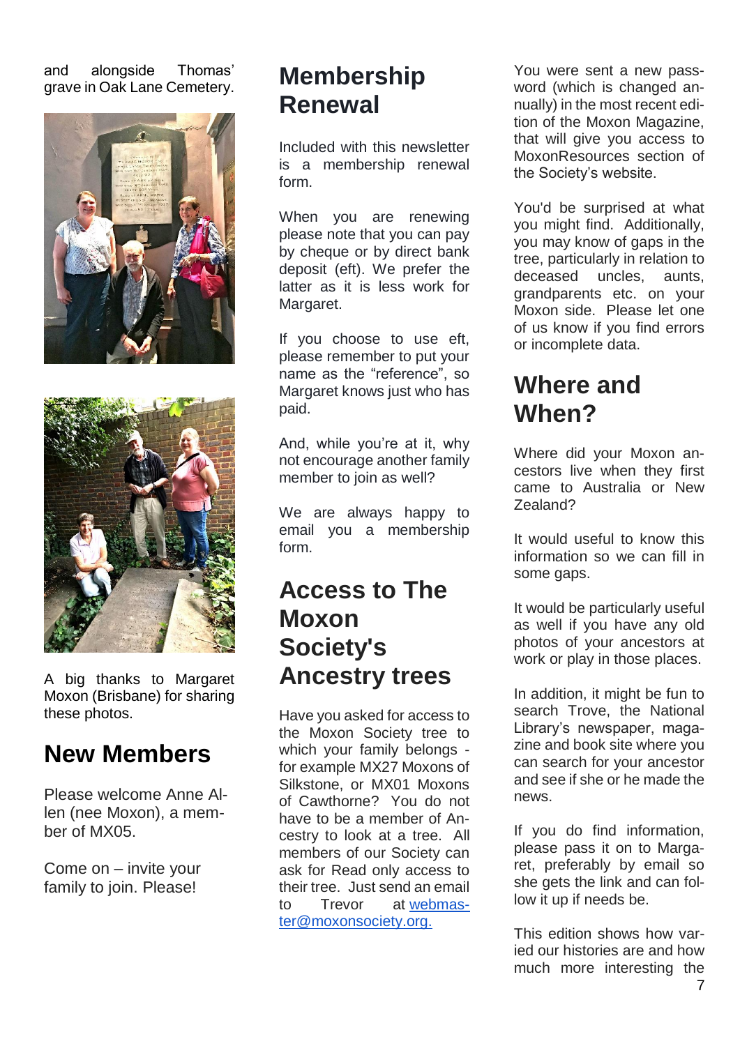and alongside Thomas' grave in Oak Lane Cemetery.

A big thanks to Margaret Moxon (Brisbane) for sharing these photos.

## New Members

Please welcome Anne Allen (nee Moxon), a member of MX05.

Come on – invite your family to join. Please!

## Membership Renewal

Included with this newsletter is a membership renewal form.

When you are renewing please note that you can pay by cheque or by direct bank deposit (eft). We prefer the latter as it is less work for Margaret.

If you choose to use eft, please remember to put your name as the "reference", so Margaret knows just who has paid.

And, while you're at it, why not encourage another family member to join as well?

We are always happy to email you a membership form.

## Access to The Moxon Society's Ancestry trees

Have you asked for access to the Moxon Society tree to which your family belongs - for example MX27 Moxons of Silkstone, or MX01 Moxons of Cawthorne? You do not have to be a member of Ancestry to look at a tree. All members of our Society can ask for Read only access to their tree. Just send an email to Trevor at webmaster@moxonsociety.org.

You were sent a new password (which is changed annually) in the most recent edition of the Moxon Magazine, that will give you access to MoxonResources section of the Society's website.

You'd be surprised at what you might find. Additionally, you may know of gaps in the tree, particularly in relation to deceased uncles, aunts, grandparents etc. on your Moxon side. Please let one of us know if you find errors or incomplete data.

## Where and When?

Where did your Moxon ancestors live when they first came to Australia or New Zealand?

It would useful to know this information so we can fill in some gaps.

It would be particularly useful as well if you have any old photos of your ancestors at work or play in those places.

In addition, it might be fun to search Trove, the National Library's newspaper, magazine and book site where you can search for your ancestor and see if she or he made the news.

If you do find information, please pass it on to Margaret, preferably by email so she gets the link and can follow it up if needs be.

This edition shows how varied our histories are and how much more interesting the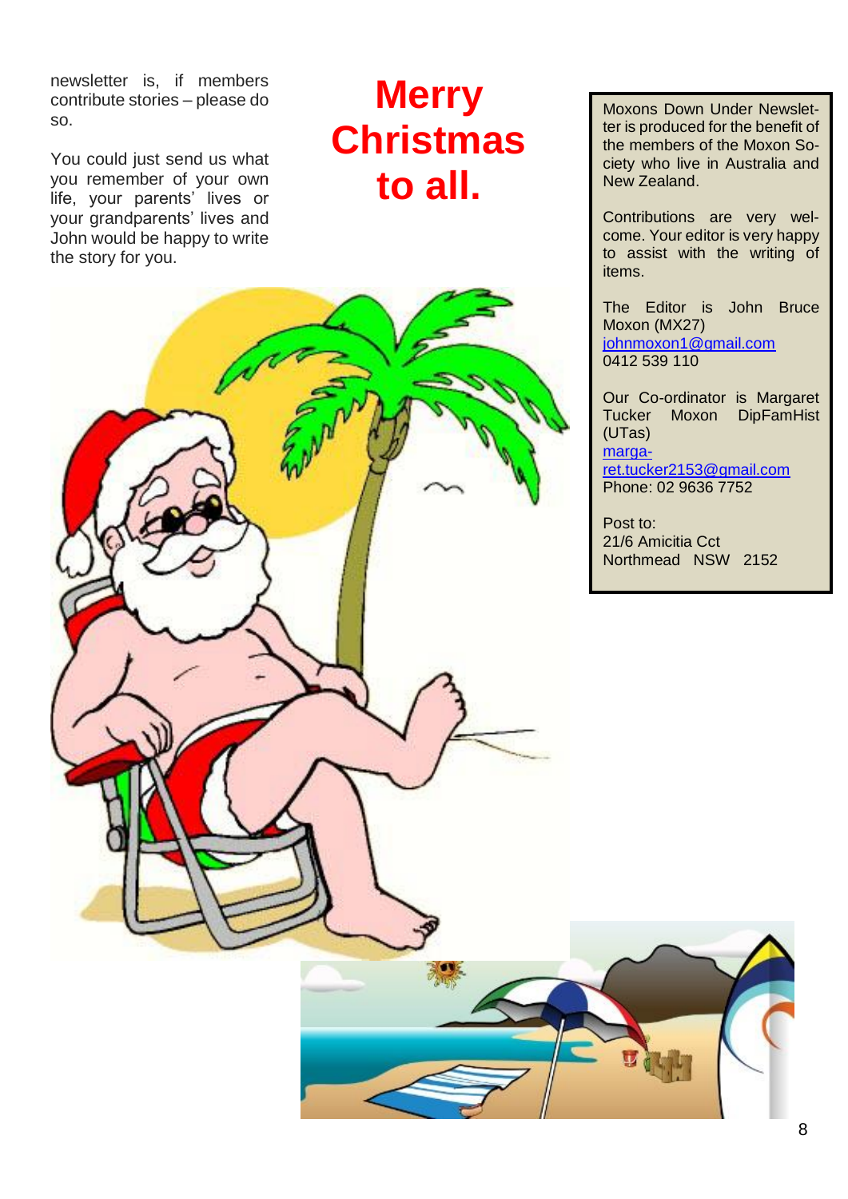newsletter is, if members contribute stories – please do so.

You could just send us what you remember of your own life, your parents' lives or your grandparents' lives and John would be happy to write the story for you.

# Merry Christmas to all.

Moxons Down Under Newsletter is produced for the benefit of the members of the Moxon Society who live in Australia and New Zealand.

Contributions are very welcome. Your editor is very happy to assist with the writing of items.

The Editor is John Bruce Moxon (MX27)
johnmoxon1@gmail.com
0412 539 110

Our Co-ordinator is Margaret Tucker Moxon DipFamHist (UTas)
margaret.tucker2153@gmail.com
Phone: 02 9636 7752

Post to:
21/6 Amicitia Cct
Northmead NSW 2152